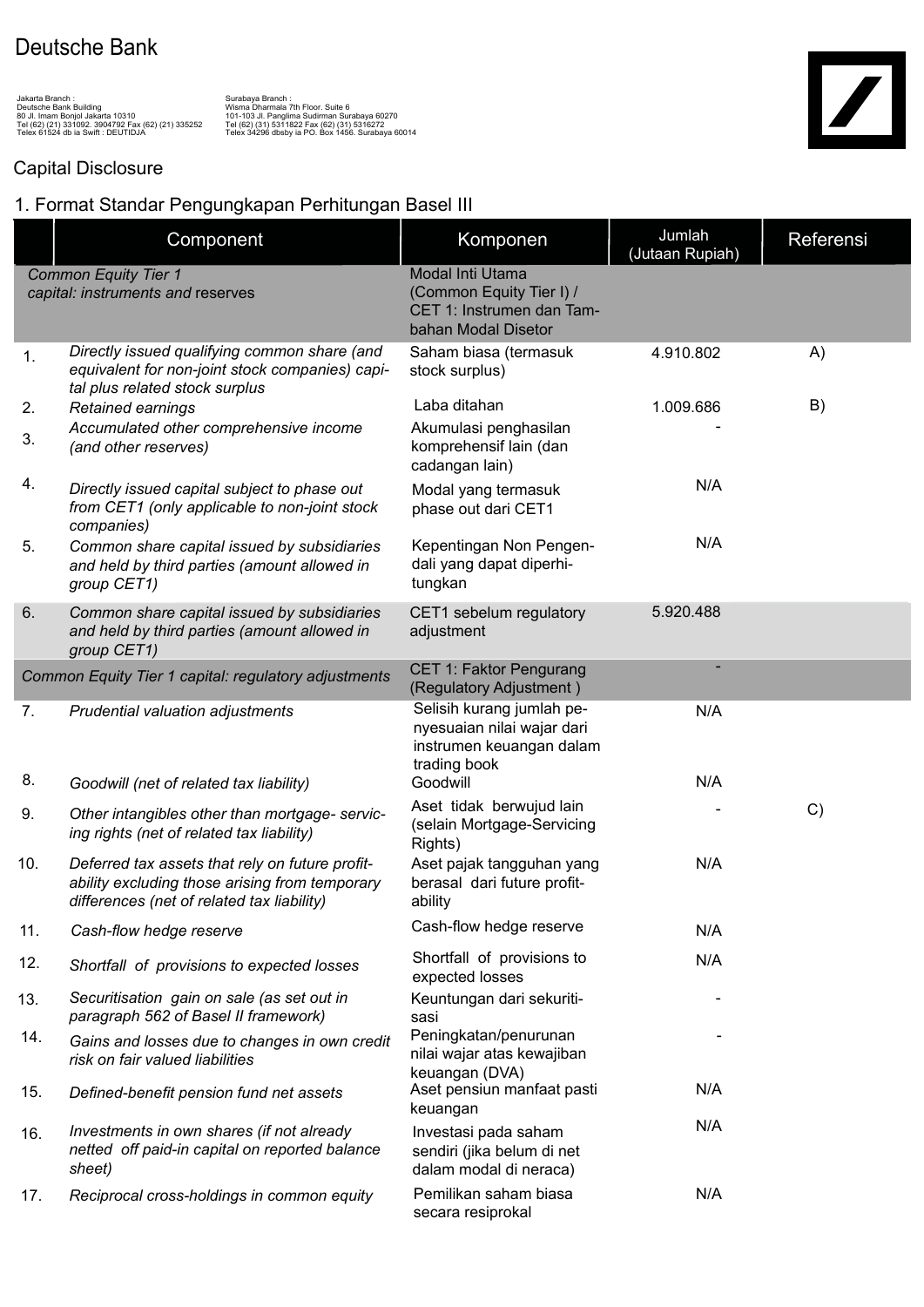# Deutsche Bank

Jakarta Branch :
Deutsche Bank Building
80 Jl. Imam Bonjol Jakarta 10310
Tel (62) (21) 331092. 3904792 Fax (62) (21) 335252
Telex 61524 db ia Swift : DEUTIDJA

Surabaya Branch :
Wisma Dharmala 7th Floor. Suite 6
101-103 Jl. Panglima Sudirman Surabaya 60270
Tel (62) (31) 5311822 Fax (62) (31) 5316272
Telex 34296 dbsby ia PO. Box 1456. Surabaya 60014

## Capital Disclosure

## 1. Format Standar Pengungkapan Perhitungan Basel III

| | Component | Komponen | Jumlah (Jutaan Rupiah) | Referensi |
|---|---|---|---|---|
| | *Common Equity Tier 1 capital: instruments and* reserves | Modal Inti Utama (Common Equity Tier I) / CET 1: Instrumen dan Tambahan Modal Disetor | | |
| 1. | *Directly issued qualifying common share (and equivalent for non-joint stock companies) capital plus related stock surplus* | Saham biasa (termasuk stock surplus) | 4.910.802 | A) |
| 2. | *Retained earnings* | Laba ditahan | 1.009.686 | B) |
| 3. | *Accumulated other comprehensive income (and other reserves)* | Akumulasi penghasilan komprehensif lain (dan cadangan lain) | - | |
| 4. | *Directly issued capital subject to phase out from CET1 (only applicable to non-joint stock companies)* | Modal yang termasuk phase out dari CET1 | N/A | |
| 5. | *Common share capital issued by subsidiaries and held by third parties (amount allowed in group CET1)* | Kepentingan Non Pengendali yang dapat diperhitungkan | N/A | |
| 6. | *Common share capital issued by subsidiaries and held by third parties (amount allowed in group CET1)* | CET1 sebelum regulatory adjustment | 5.920.488 | |
| | *Common Equity Tier 1 capital: regulatory adjustments* | CET 1: Faktor Pengurang (Regulatory Adjustment ) | - | |
| 7. | *Prudential valuation adjustments* | Selisih kurang jumlah penyesuaian nilai wajar dari instrumen keuangan dalam trading book | N/A | |
| 8. | *Goodwill (net of related tax liability)* | Goodwill | N/A | |
| 9. | *Other intangibles other than mortgage- servicing rights (net of related tax liability)* | Aset tidak berwujud lain (selain Mortgage-Servicing Rights) | - | C) |
| 10. | *Deferred tax assets that rely on future profitability excluding those arising from temporary differences (net of related tax liability)* | Aset pajak tangguhan yang berasal dari future profitability | N/A | |
| 11. | *Cash-flow hedge reserve* | Cash-flow hedge reserve | N/A | |
| 12. | *Shortfall of provisions to expected losses* | Shortfall of provisions to expected losses | N/A | |
| 13. | *Securitisation gain on sale (as set out in paragraph 562 of Basel II framework)* | Keuntungan dari sekuritisasi | - | |
| 14. | *Gains and losses due to changes in own credit risk on fair valued liabilities* | Peningkatan/penurunan nilai wajar atas kewajiban keuangan (DVA) | - | |
| 15. | *Defined-benefit pension fund net assets* | Aset pensiun manfaat pasti keuangan | N/A | |
| 16. | *Investments in own shares (if not already netted off paid-in capital on reported balance sheet)* | Investasi pada saham sendiri (jika belum di net dalam modal di neraca) | N/A | |
| 17. | *Reciprocal cross-holdings in common equity* | Pemilikan saham biasa secara resiprokal | N/A | |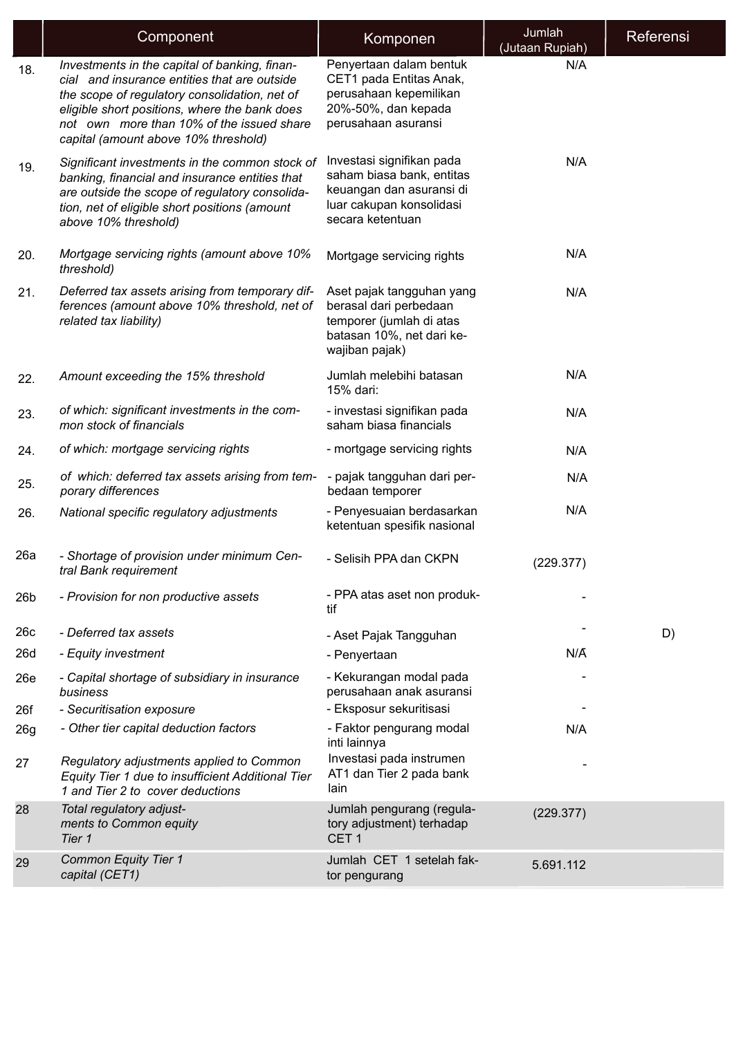| | Component | Komponen | Jumlah (Jutaan Rupiah) | Referensi |
|---|---|---|---|---|
| 18. | *Investments in the capital of banking, financial and insurance entities that are outside the scope of regulatory consolidation, net of eligible short positions, where the bank does not own more than 10% of the issued share capital (amount above 10% threshold)* | Penyertaan dalam bentuk CET1 pada Entitas Anak, perusahaan kepemilikan 20%-50%, dan kepada perusahaan asuransi | N/A | |
| 19. | *Significant investments in the common stock of banking, financial and insurance entities that are outside the scope of regulatory consolidation, net of eligible short positions (amount above 10% threshold)* | Investasi signifikan pada saham biasa bank, entitas keuangan dan asuransi di luar cakupan konsolidasi secara ketentuan | N/A | |
| 20. | *Mortgage servicing rights (amount above 10% threshold)* | Mortgage servicing rights | N/A | |
| 21. | *Deferred tax assets arising from temporary differences (amount above 10% threshold, net of related tax liability)* | Aset pajak tangguhan yang berasal dari perbedaan temporer (jumlah di atas batasan 10%, net dari kewajiban pajak) | N/A | |
| 22. | *Amount exceeding the 15% threshold* | Jumlah melebihi batasan 15% dari: | N/A | |
| 23. | *of which: significant investments in the common stock of financials* | - investasi signifikan pada saham biasa financials | N/A | |
| 24. | *of which: mortgage servicing rights* | - mortgage servicing rights | N/A | |
| 25. | *of which: deferred tax assets arising from temporary differences* | - pajak tangguhan dari perbedaan temporer | N/A | |
| 26. | *National specific regulatory adjustments* | - Penyesuaian berdasarkan ketentuan spesifik nasional | N/A | |
| 26a | *- Shortage of provision under minimum Central Bank requirement* | - Selisih PPA dan CKPN | (229.377) | |
| 26b | *- Provision for non productive assets* | - PPA atas aset non produktif | - | |
| 26c | *- Deferred tax assets* | - Aset Pajak Tangguhan | - | D) |
| 26d | *- Equity investment* | - Penyertaan | N/A | |
| 26e | *- Capital shortage of subsidiary in insurance business* | - Kekurangan modal pada perusahaan anak asuransi | - | |
| 26f | *- Securitisation exposure* | - Eksposur sekuritisasi | - | |
| 26g | *- Other tier capital deduction factors* | - Faktor pengurang modal inti lainnya | N/A | |
| 27 | *Regulatory adjustments applied to Common Equity Tier 1 due to insufficient Additional Tier 1 and Tier 2 to cover deductions* | Investasi pada instrumen AT1 dan Tier 2 pada bank lain | - | |
| 28 | *Total regulatory adjustments to Common equity Tier 1* | Jumlah pengurang (regulatory adjustment) terhadap CET 1 | (229.377) | |
| 29 | *Common Equity Tier 1 capital (CET1)* | Jumlah CET 1 setelah faktor pengurang | 5.691.112 | |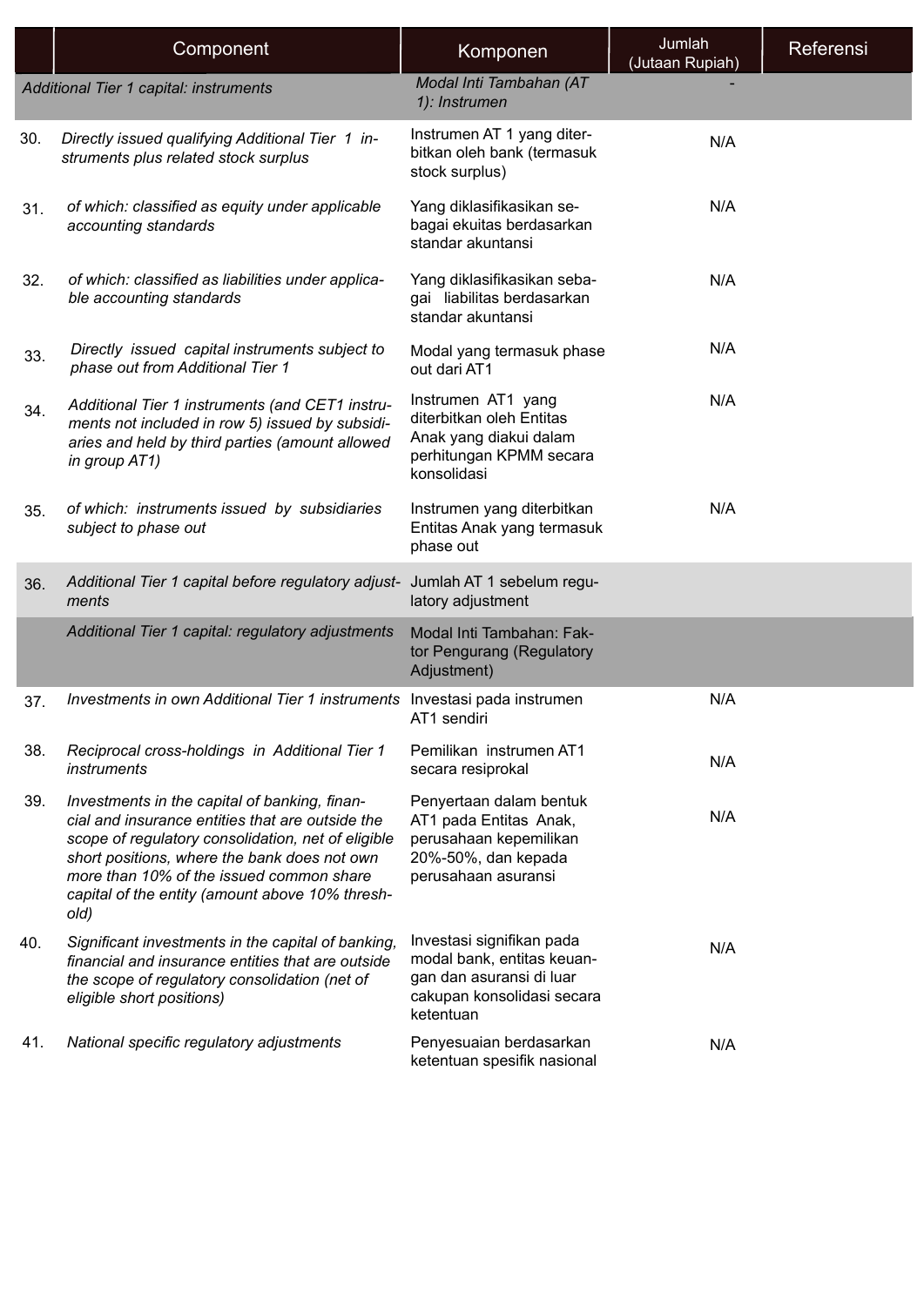| | Component | Komponen | Jumlah (Jutaan Rupiah) | Referensi |
|---|---|---|---|---|
| | *Additional Tier 1 capital: instruments* | *Modal Inti Tambahan (AT 1): Instrumen* | - | |
| 30. | *Directly issued qualifying Additional Tier 1 instruments plus related stock surplus* | Instrumen AT 1 yang diterbitkan oleh bank (termasuk stock surplus) | N/A | |
| 31. | *of which: classified as equity under applicable accounting standards* | Yang diklasifikasikan sebagai ekuitas berdasarkan standar akuntansi | N/A | |
| 32. | *of which: classified as liabilities under applicable accounting standards* | Yang diklasifikasikan sebagai liabilitas berdasarkan standar akuntansi | N/A | |
| 33. | *Directly issued capital instruments subject to phase out from Additional Tier 1* | Modal yang termasuk phase out dari AT1 | N/A | |
| 34. | *Additional Tier 1 instruments (and CET1 instruments not included in row 5) issued by subsidiaries and held by third parties (amount allowed in group AT1)* | Instrumen AT1 yang diterbitkan oleh Entitas Anak yang diakui dalam perhitungan KPMM secara konsolidasi | N/A | |
| 35. | *of which: instruments issued by subsidiaries subject to phase out* | Instrumen yang diterbitkan Entitas Anak yang termasuk phase out | N/A | |
| 36. | *Additional Tier 1 capital before regulatory adjustments* | Jumlah AT 1 sebelum regulatory adjustment | | |
| | *Additional Tier 1 capital: regulatory adjustments* | Modal Inti Tambahan: Faktor Pengurang (Regulatory Adjustment) | | |
| 37. | *Investments in own Additional Tier 1 instruments* | Investasi pada instrumen AT1 sendiri | N/A | |
| 38. | *Reciprocal cross-holdings in Additional Tier 1 instruments* | Pemilikan instrumen AT1 secara resiprokal | N/A | |
| 39. | *Investments in the capital of banking, financial and insurance entities that are outside the scope of regulatory consolidation, net of eligible short positions, where the bank does not own more than 10% of the issued common share capital of the entity (amount above 10% threshold)* | Penyertaan dalam bentuk AT1 pada Entitas Anak, perusahaan kepemilikan 20%-50%, dan kepada perusahaan asuransi | N/A | |
| 40. | *Significant investments in the capital of banking, financial and insurance entities that are outside the scope of regulatory consolidation (net of eligible short positions)* | Investasi signifikan pada modal bank, entitas keuangan dan asuransi di luar cakupan konsolidasi secara ketentuan | N/A | |
| 41. | *National specific regulatory adjustments* | Penyesuaian berdasarkan ketentuan spesifik nasional | N/A | |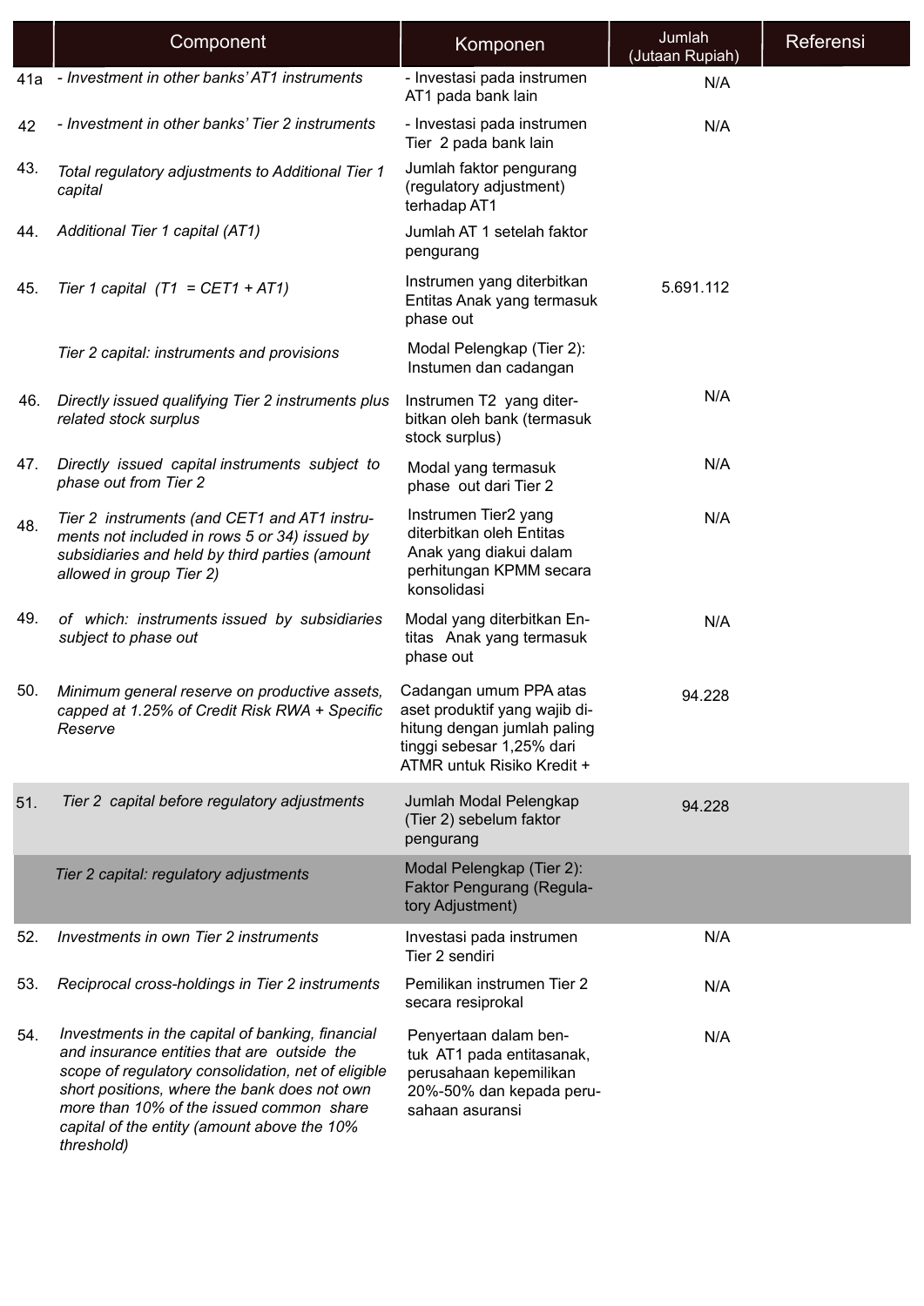| | Component | Komponen | Jumlah (Jutaan Rupiah) | Referensi |
|---|---|---|---|---|
| 41a | *- Investment in other banks' AT1 instruments* | - Investasi pada instrumen AT1 pada bank lain | N/A | |
| 42 | *- Investment in other banks' Tier 2 instruments* | - Investasi pada instrumen Tier 2 pada bank lain | N/A | |
| 43. | *Total regulatory adjustments to Additional Tier 1 capital* | Jumlah faktor pengurang (regulatory adjustment) terhadap AT1 | | |
| 44. | *Additional Tier 1 capital (AT1)* | Jumlah AT 1 setelah faktor pengurang | | |
| 45. | *Tier 1 capital (T1 = CET1 + AT1)* | Instrumen yang diterbitkan Entitas Anak yang termasuk phase out | 5.691.112 | |
| | *Tier 2 capital: instruments and provisions* | Modal Pelengkap (Tier 2): Instumen dan cadangan | | |
| 46. | *Directly issued qualifying Tier 2 instruments plus related stock surplus* | Instrumen T2 yang diterbitkan oleh bank (termasuk stock surplus) | N/A | |
| 47. | *Directly issued capital instruments subject to phase out from Tier 2* | Modal yang termasuk phase out dari Tier 2 | N/A | |
| 48. | *Tier 2 instruments (and CET1 and AT1 instruments not included in rows 5 or 34) issued by subsidiaries and held by third parties (amount allowed in group Tier 2)* | Instrumen Tier2 yang diterbitkan oleh Entitas Anak yang diakui dalam perhitungan KPMM secara konsolidasi | N/A | |
| 49. | *of which: instruments issued by subsidiaries subject to phase out* | Modal yang diterbitkan Entitas Anak yang termasuk phase out | N/A | |
| 50. | *Minimum general reserve on productive assets, capped at 1.25% of Credit Risk RWA + Specific Reserve* | Cadangan umum PPA atas aset produktif yang wajib dihitung dengan jumlah paling tinggi sebesar 1,25% dari ATMR untuk Risiko Kredit + | 94.228 | |
| 51. | *Tier 2 capital before regulatory adjustments* | Jumlah Modal Pelengkap (Tier 2) sebelum faktor pengurang | 94.228 | |
| | *Tier 2 capital: regulatory adjustments* | Modal Pelengkap (Tier 2): Faktor Pengurang (Regulatory Adjustment) | | |
| 52. | *Investments in own Tier 2 instruments* | Investasi pada instrumen Tier 2 sendiri | N/A | |
| 53. | *Reciprocal cross-holdings in Tier 2 instruments* | Pemilikan instrumen Tier 2 secara resiprokal | N/A | |
| 54. | *Investments in the capital of banking, financial and insurance entities that are outside the scope of regulatory consolidation, net of eligible short positions, where the bank does not own more than 10% of the issued common share capital of the entity (amount above the 10% threshold)* | Penyertaan dalam bentuk AT1 pada entitasanak, perusahaan kepemilikan 20%-50% dan kepada perusahaan asuransi | N/A | |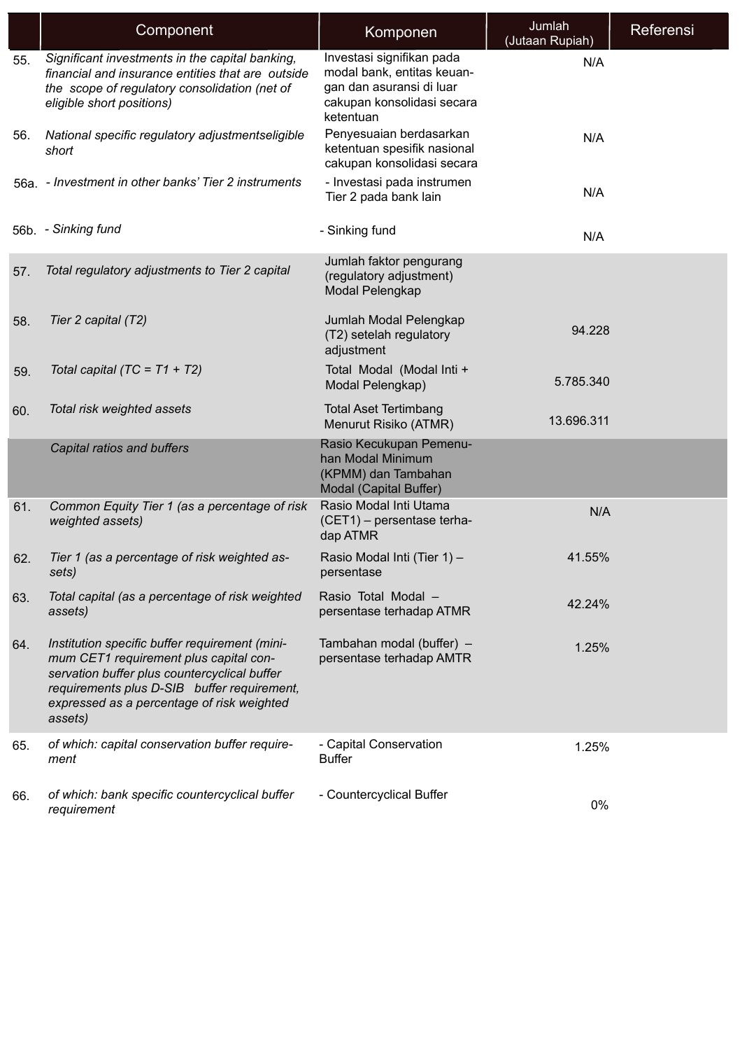| | Component | Komponen | Jumlah (Jutaan Rupiah) | Referensi |
|---|---|---|---|---|
| 55. | *Significant investments in the capital banking, financial and insurance entities that are outside the scope of regulatory consolidation (net of eligible short positions)* | Investasi signifikan pada modal bank, entitas keuangan dan asuransi di luar cakupan konsolidasi secara ketentuan | N/A | |
| 56. | *National specific regulatory adjustmentseligible short* | Penyesuaian berdasarkan ketentuan spesifik nasional cakupan konsolidasi secara | N/A | |
| 56a. | *- Investment in other banks' Tier 2 instruments* | - Investasi pada instrumen Tier 2 pada bank lain | N/A | |
| 56b. | *- Sinking fund* | - Sinking fund | N/A | |
| 57. | *Total regulatory adjustments to Tier 2 capital* | Jumlah faktor pengurang (regulatory adjustment) Modal Pelengkap | | |
| 58. | *Tier 2 capital (T2)* | Jumlah Modal Pelengkap (T2) setelah regulatory adjustment | 94.228 | |
| 59. | *Total capital (TC = T1 + T2)* | Total Modal (Modal Inti + Modal Pelengkap) | 5.785.340 | |
| 60. | *Total risk weighted assets* | Total Aset Tertimbang Menurut Risiko (ATMR) | 13.696.311 | |
| | *Capital ratios and buffers* | Rasio Kecukupan Pemenuhan Modal Minimum (KPMM) dan Tambahan Modal (Capital Buffer) | | |
| 61. | *Common Equity Tier 1 (as a percentage of risk weighted assets)* | Rasio Modal Inti Utama (CET1) – persentase terhadap ATMR | N/A | |
| 62. | *Tier 1 (as a percentage of risk weighted assets)* | Rasio Modal Inti (Tier 1) – persentase | 41.55% | |
| 63. | *Total capital (as a percentage of risk weighted assets)* | Rasio Total Modal – persentase terhadap ATMR | 42.24% | |
| 64. | *Institution specific buffer requirement (minimum CET1 requirement plus capital conservation buffer plus countercyclical buffer requirements plus D-SIB buffer requirement, expressed as a percentage of risk weighted assets)* | Tambahan modal (buffer) – persentase terhadap AMTR | 1.25% | |
| 65. | *of which: capital conservation buffer requirement* | - Capital Conservation Buffer | 1.25% | |
| 66. | *of which: bank specific countercyclical buffer requirement* | - Countercyclical Buffer | 0% | |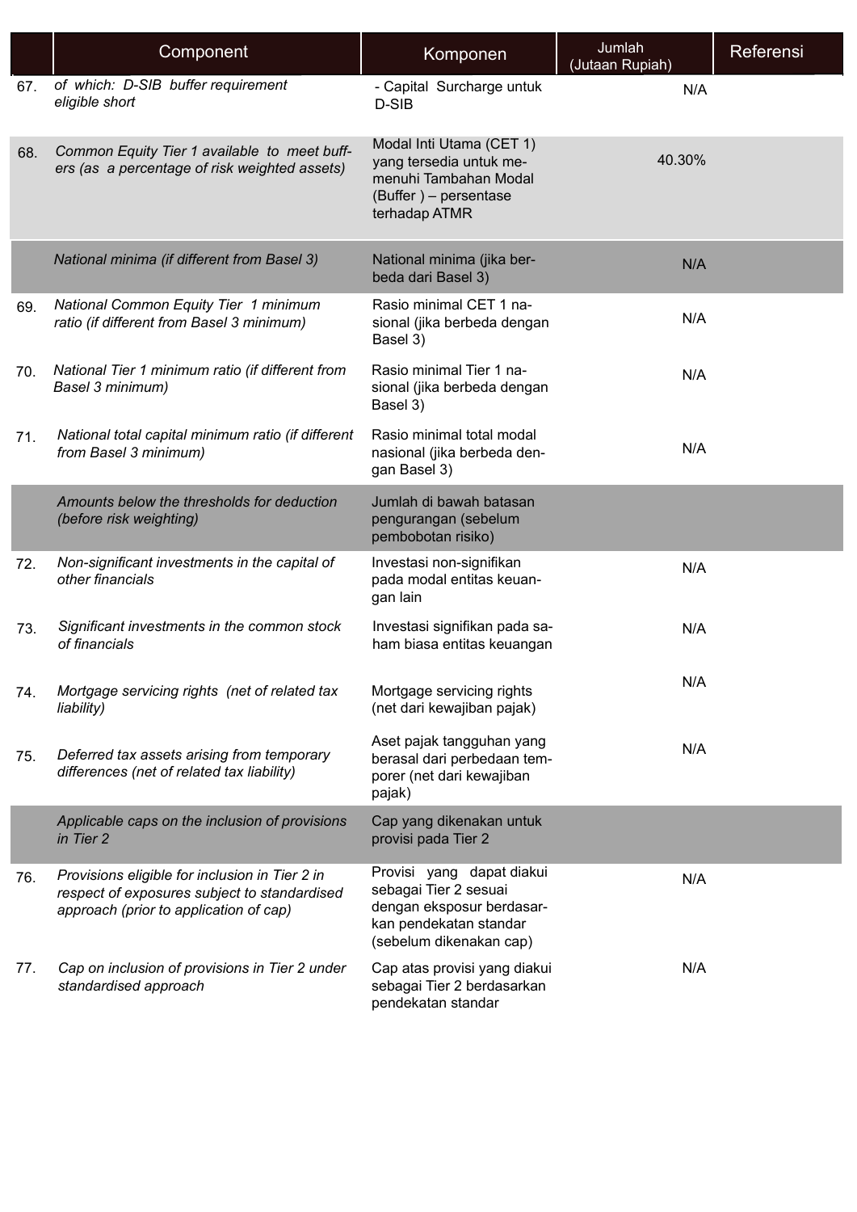| | Component | Komponen | Jumlah (Jutaan Rupiah) | Referensi |
|---|---|---|---|---|
| 67. | *of which: D-SIB buffer requirement eligible short* | - Capital Surcharge untuk D-SIB | N/A | |
| 68. | *Common Equity Tier 1 available to meet buffers (as a percentage of risk weighted assets)* | Modal Inti Utama (CET 1) yang tersedia untuk memenuhi Tambahan Modal (Buffer ) – persentase terhadap ATMR | 40.30% | |
| | *National minima (if different from Basel 3)* | National minima (jika berbeda dari Basel 3) | N/A | |
| 69. | *National Common Equity Tier 1 minimum ratio (if different from Basel 3 minimum)* | Rasio minimal CET 1 nasional (jika berbeda dengan Basel 3) | N/A | |
| 70. | *National Tier 1 minimum ratio (if different from Basel 3 minimum)* | Rasio minimal Tier 1 nasional (jika berbeda dengan Basel 3) | N/A | |
| 71. | *National total capital minimum ratio (if different from Basel 3 minimum)* | Rasio minimal total modal nasional (jika berbeda dengan Basel 3) | N/A | |
| | *Amounts below the thresholds for deduction (before risk weighting)* | Jumlah di bawah batasan pengurangan (sebelum pembobotan risiko) | | |
| 72. | *Non-significant investments in the capital of other financials* | Investasi non-signifikan pada modal entitas keuangan lain | N/A | |
| 73. | *Significant investments in the common stock of financials* | Investasi signifikan pada saham biasa entitas keuangan | N/A | |
| 74. | *Mortgage servicing rights (net of related tax liability)* | Mortgage servicing rights (net dari kewajiban pajak) | N/A | |
| 75. | *Deferred tax assets arising from temporary differences (net of related tax liability)* | Aset pajak tangguhan yang berasal dari perbedaan temporer (net dari kewajiban pajak) | N/A | |
| | *Applicable caps on the inclusion of provisions in Tier 2* | Cap yang dikenakan untuk provisi pada Tier 2 | | |
| 76. | *Provisions eligible for inclusion in Tier 2 in respect of exposures subject to standardised approach (prior to application of cap)* | Provisi yang dapat diakui sebagai Tier 2 sesuai dengan eksposur berdasarkan pendekatan standar (sebelum dikenakan cap) | N/A | |
| 77. | *Cap on inclusion of provisions in Tier 2 under standardised approach* | Cap atas provisi yang diakui sebagai Tier 2 berdasarkan pendekatan standar | N/A | |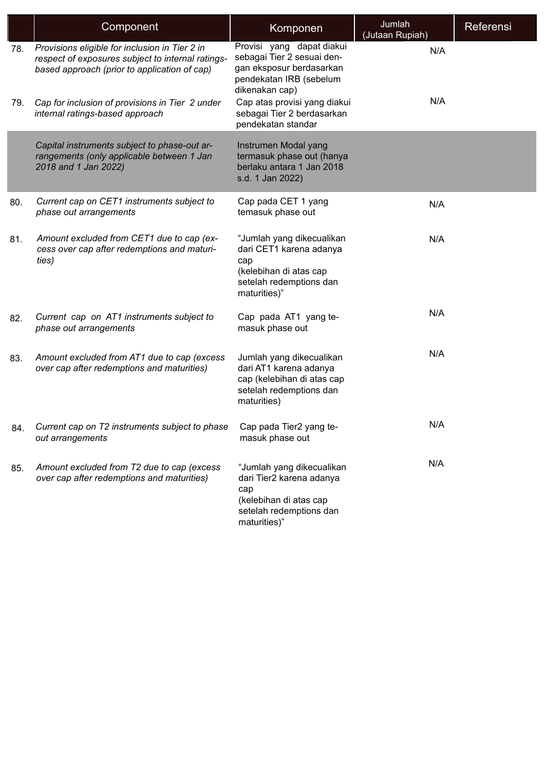| | Component | Komponen | Jumlah (Jutaan Rupiah) | Referensi |
|---|---|---|---|---|
| 78. | *Provisions eligible for inclusion in Tier 2 in respect of exposures subject to internal ratings-based approach (prior to application of cap)* | Provisi yang dapat diakui sebagai Tier 2 sesuai dengan eksposur berdasarkan pendekatan IRB (sebelum dikenakan cap) | N/A | |
| 79. | *Cap for inclusion of provisions in Tier 2 under internal ratings-based approach* | Cap atas provisi yang diakui sebagai Tier 2 berdasarkan pendekatan standar | N/A | |
| | *Capital instruments subject to phase-out arrangements (only applicable between 1 Jan 2018 and 1 Jan 2022)* | Instrumen Modal yang termasuk phase out (hanya berlaku antara 1 Jan 2018 s.d. 1 Jan 2022) | | |
| 80. | *Current cap on CET1 instruments subject to phase out arrangements* | Cap pada CET 1 yang temasuk phase out | N/A | |
| 81. | *Amount excluded from CET1 due to cap (excess over cap after redemptions and maturities)* | "Jumlah yang dikecualikan dari CET1 karena adanya cap (kelebihan di atas cap setelah redemptions dan maturities)" | N/A | |
| 82. | *Current cap on AT1 instruments subject to phase out arrangements* | Cap pada AT1 yang temasuk phase out | N/A | |
| 83. | *Amount excluded from AT1 due to cap (excess over cap after redemptions and maturities)* | Jumlah yang dikecualikan dari AT1 karena adanya cap (kelebihan di atas cap setelah redemptions dan maturities) | N/A | |
| 84. | *Current cap on T2 instruments subject to phase out arrangements* | Cap pada Tier2 yang temasuk phase out | N/A | |
| 85. | *Amount excluded from T2 due to cap (excess over cap after redemptions and maturities)* | "Jumlah yang dikecualikan dari Tier2 karena adanya cap (kelebihan di atas cap setelah redemptions dan maturities)" | N/A | |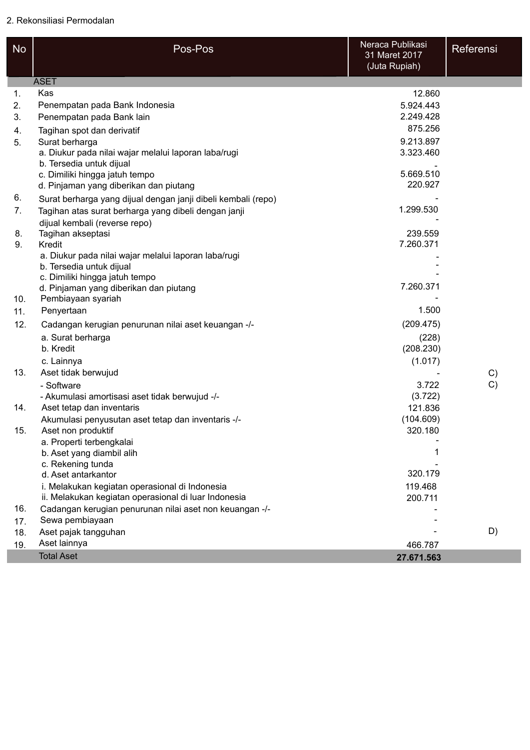2. Rekonsiliasi Permodalan

| No | Pos-Pos | Neraca Publikasi 31 Maret 2017 (Juta Rupiah) | Referensi |
|---|---|---|---|
| | ASET | | |
| 1. | Kas | 12.860 | |
| 2. | Penempatan pada Bank Indonesia | 5.924.443 | |
| 3. | Penempatan pada Bank lain | 2.249.428 | |
| 4. | Tagihan spot dan derivatif | 875.256 | |
| 5. | Surat berharga | 9.213.897 | |
| | a. Diukur pada nilai wajar melalui laporan laba/rugi | 3.323.460 | |
| | b. Tersedia untuk dijual | - | |
| | c. Dimiliki hingga jatuh tempo | 5.669.510 | |
| | d. Pinjaman yang diberikan dan piutang | 220.927 | |
| 6. | Surat berharga yang dijual dengan janji dibeli kembali (repo) | - | |
| 7. | Tagihan atas surat berharga yang dibeli dengan janji dijual kembali (reverse repo) | 1.299.530 | |
| 8. | Tagihan akseptasi | 239.559 | |
| 9. | Kredit | 7.260.371 | |
| | a. Diukur pada nilai wajar melalui laporan laba/rugi | - | |
| | b. Tersedia untuk dijual | - | |
| | c. Dimiliki hingga jatuh tempo | - | |
| | d. Pinjaman yang diberikan dan piutang | 7.260.371 | |
| 10. | Pembiayaan syariah | - | |
| 11. | Penyertaan | 1.500 | |
| 12. | Cadangan kerugian penurunan nilai aset keuangan -/- | (209.475) | |
| | a. Surat berharga | (228) | |
| | b. Kredit | (208.230) | |
| | c. Lainnya | (1.017) | |
| 13. | Aset tidak berwujud | - | C) |
| | - Software | 3.722 | C) |
| | - Akumulasi amortisasi aset tidak berwujud -/- | (3.722) | |
| 14. | Aset tetap dan inventaris | 121.836 | |
| | Akumulasi penyusutan aset tetap dan inventaris -/- | (104.609) | |
| 15. | Aset non produktif | 320.180 | |
| | a. Properti terbengkalai | - | |
| | b. Aset yang diambil alih | 1 | |
| | c. Rekening tunda | - | |
| | d. Aset antarkantor | 320.179 | |
| | i. Melakukan kegiatan operasional di Indonesia | 119.468 | |
| | ii. Melakukan kegiatan operasional di luar Indonesia | 200.711 | |
| 16. | Cadangan kerugian penurunan nilai aset non keuangan -/- | - | |
| 17. | Sewa pembiayaan | - | |
| 18. | Aset pajak tangguhan | - | D) |
| 19. | Aset lainnya | 466.787 | |
| | Total Aset | **27.671.563** | |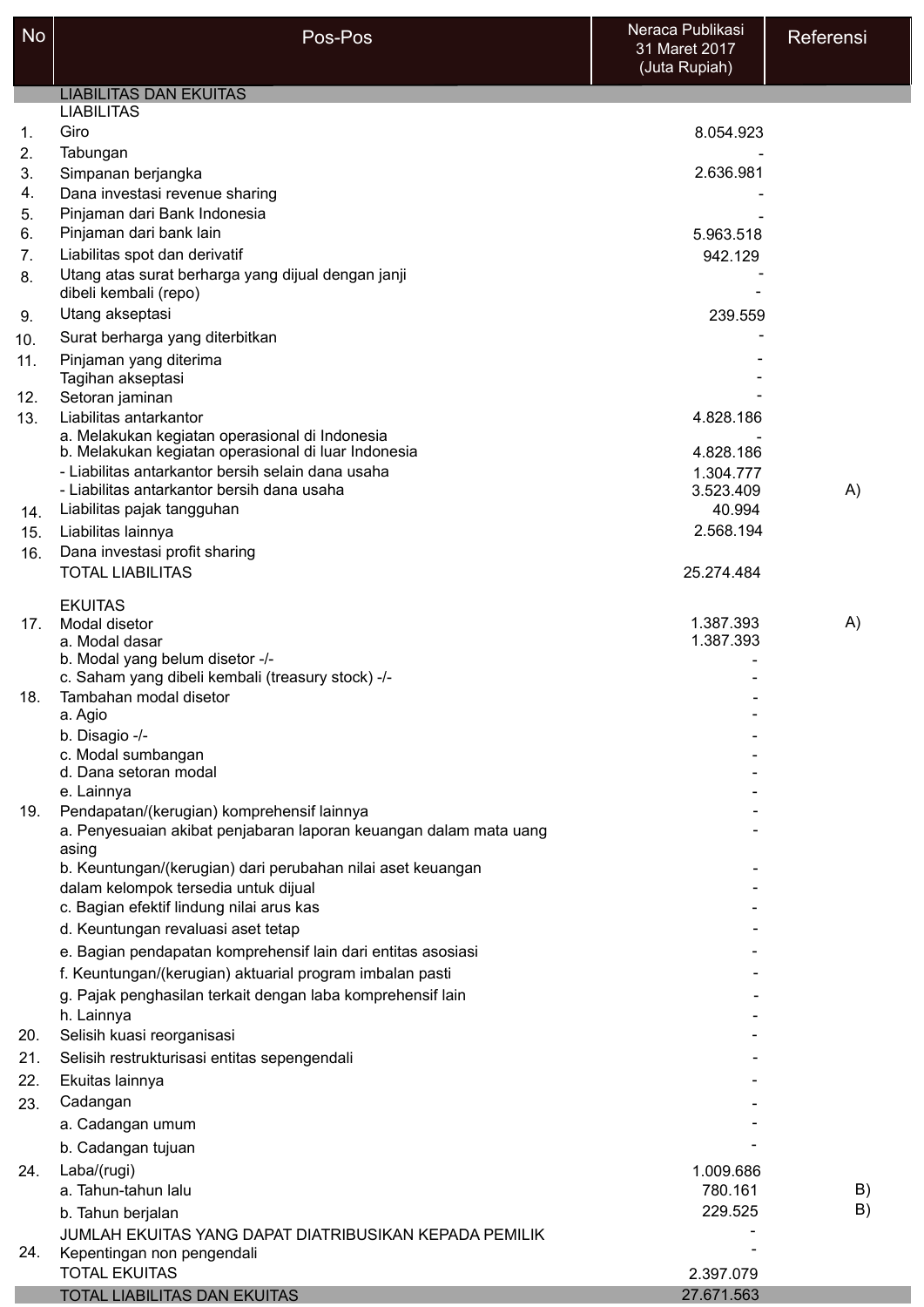| No | Pos-Pos | Neraca Publikasi 31 Maret 2017 (Juta Rupiah) | Referensi |
|---|---|---|---|
| | LIABILITAS DAN EKUITAS | | |
| | LIABILITAS | | |
| 1. | Giro | 8.054.923 | |
| 2. | Tabungan | - | |
| 3. | Simpanan berjangka | 2.636.981 | |
| 4. | Dana investasi revenue sharing | - | |
| 5. | Pinjaman dari Bank Indonesia | - | |
| 6. | Pinjaman dari bank lain | 5.963.518 | |
| 7. | Liabilitas spot dan derivatif | 942.129 | |
| 8. | Utang atas surat berharga yang dijual dengan janji dibeli kembali (repo) | - | |
| 9. | Utang akseptasi | 239.559 | |
| 10. | Surat berharga yang diterbitkan | - | |
| 11. | Pinjaman yang diterima | - | |
| | Tagihan akseptasi | - | |
| 12. | Setoran jaminan | - | |
| 13. | Liabilitas antarkantor | 4.828.186 | |
| | a. Melakukan kegiatan operasional di Indonesia | - | |
| | b. Melakukan kegiatan operasional di luar Indonesia | 4.828.186 | |
| | - Liabilitas antarkantor bersih selain dana usaha | 1.304.777 | |
| | - Liabilitas antarkantor bersih dana usaha | 3.523.409 | A) |
| 14. | Liabilitas pajak tangguhan | 40.994 | |
| 15. | Liabilitas lainnya | 2.568.194 | |
| 16. | Dana investasi profit sharing | | |
| | TOTAL LIABILITAS | 25.274.484 | |
| | EKUITAS | | |
| 17. | Modal disetor | 1.387.393 | A) |
| | a. Modal dasar | 1.387.393 | |
| | b. Modal yang belum disetor -/- | - | |
| | c. Saham yang dibeli kembali (treasury stock) -/- | - | |
| 18. | Tambahan modal disetor | - | |
| | a. Agio | - | |
| | b. Disagio -/- | - | |
| | c. Modal sumbangan | - | |
| | d. Dana setoran modal | - | |
| | e. Lainnya | - | |
| 19. | Pendapatan/(kerugian) komprehensif lainnya | - | |
| | a. Penyesuaian akibat penjabaran laporan keuangan dalam mata uang asing | - | |
| | b. Keuntungan/(kerugian) dari perubahan nilai aset keuangan dalam kelompok tersedia untuk dijual | - | |
| | c. Bagian efektif lindung nilai arus kas | - | |
| | d. Keuntungan revaluasi aset tetap | - | |
| | e. Bagian pendapatan komprehensif lain dari entitas asosiasi | - | |
| | f. Keuntungan/(kerugian) aktuarial program imbalan pasti | - | |
| | g. Pajak penghasilan terkait dengan laba komprehensif lain | - | |
| | h. Lainnya | - | |
| 20. | Selisih kuasi reorganisasi | - | |
| 21. | Selisih restrukturisasi entitas sepengendali | - | |
| 22. | Ekuitas lainnya | - | |
| 23. | Cadangan | - | |
| | a. Cadangan umum | - | |
| | b. Cadangan tujuan | - | |
| 24. | Laba/(rugi) | 1.009.686 | |
| | a. Tahun-tahun lalu | 780.161 | B) |
| | b. Tahun berjalan | 229.525 | B) |
| | JUMLAH EKUITAS YANG DAPAT DIATRIBUSIKAN KEPADA PEMILIK | - | |
| 24. | Kepentingan non pengendali | - | |
| | TOTAL EKUITAS | 2.397.079 | |
| | TOTAL LIABILITAS DAN EKUITAS | 27.671.563 | |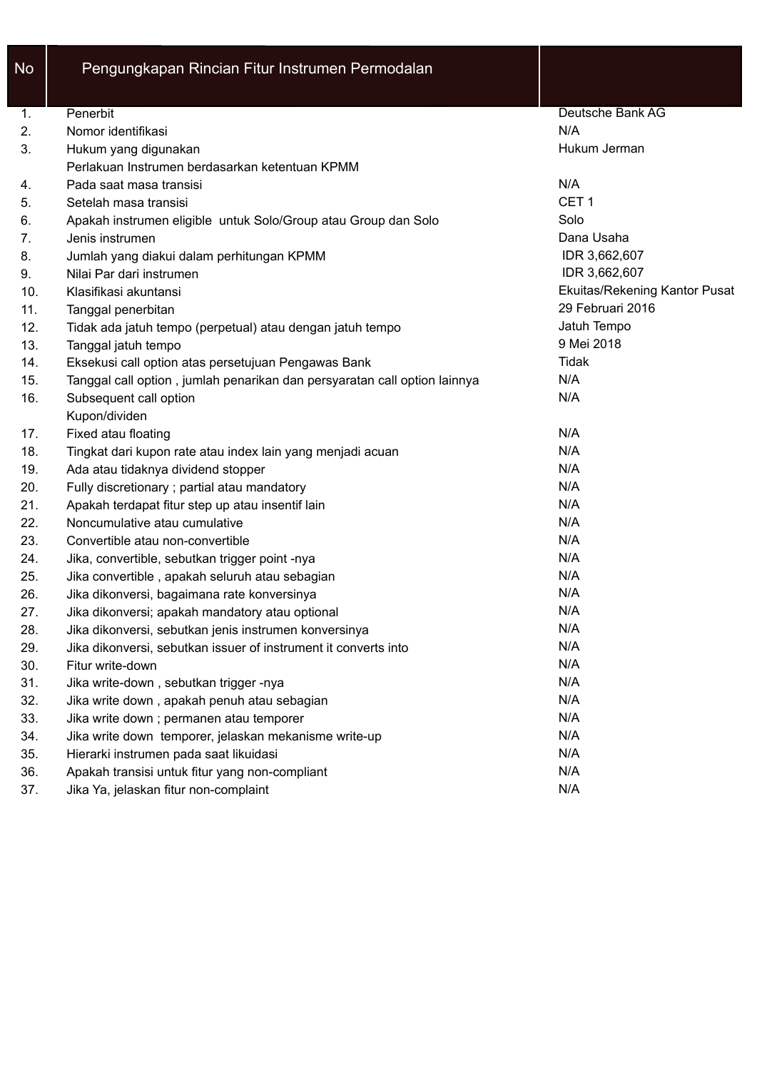| No | Pengungkapan Rincian Fitur Instrumen Permodalan | |
|---|---|---|
| 1. | Penerbit | Deutsche Bank AG |
| 2. | Nomor identifikasi | N/A |
| 3. | Hukum yang digunakan | Hukum Jerman |
| | Perlakuan Instrumen berdasarkan ketentuan KPMM | |
| 4. | Pada saat masa transisi | N/A |
| 5. | Setelah masa transisi | CET 1 |
| 6. | Apakah instrumen eligible untuk Solo/Group atau Group dan Solo | Solo |
| 7. | Jenis instrumen | Dana Usaha |
| 8. | Jumlah yang diakui dalam perhitungan KPMM | IDR 3,662,607 |
| 9. | Nilai Par dari instrumen | IDR 3,662,607 |
| 10. | Klasifikasi akuntansi | Ekuitas/Rekening Kantor Pusat |
| 11. | Tanggal penerbitan | 29 Februari 2016 |
| 12. | Tidak ada jatuh tempo (perpetual) atau dengan jatuh tempo | Jatuh Tempo |
| 13. | Tanggal jatuh tempo | 9 Mei 2018 |
| 14. | Eksekusi call option atas persetujuan Pengawas Bank | Tidak |
| 15. | Tanggal call option , jumlah penarikan dan persyaratan call option lainnya | N/A |
| 16. | Subsequent call option | N/A |
| | Kupon/dividen | |
| 17. | Fixed atau floating | N/A |
| 18. | Tingkat dari kupon rate atau index lain yang menjadi acuan | N/A |
| 19. | Ada atau tidaknya dividend stopper | N/A |
| 20. | Fully discretionary ; partial atau mandatory | N/A |
| 21. | Apakah terdapat fitur step up atau insentif lain | N/A |
| 22. | Noncumulative atau cumulative | N/A |
| 23. | Convertible atau non-convertible | N/A |
| 24. | Jika, convertible, sebutkan trigger point -nya | N/A |
| 25. | Jika convertible , apakah seluruh atau sebagian | N/A |
| 26. | Jika dikonversi, bagaimana rate konversinya | N/A |
| 27. | Jika dikonversi; apakah mandatory atau optional | N/A |
| 28. | Jika dikonversi, sebutkan jenis instrumen konversinya | N/A |
| 29. | Jika dikonversi, sebutkan issuer of instrument it converts into | N/A |
| 30. | Fitur write-down | N/A |
| 31. | Jika write-down , sebutkan trigger -nya | N/A |
| 32. | Jika write down , apakah penuh atau sebagian | N/A |
| 33. | Jika write down ; permanen atau temporer | N/A |
| 34. | Jika write down temporer, jelaskan mekanisme write-up | N/A |
| 35. | Hierarki instrumen pada saat likuidasi | N/A |
| 36. | Apakah transisi untuk fitur yang non-compliant | N/A |
| 37. | Jika Ya, jelaskan fitur non-complaint | N/A |